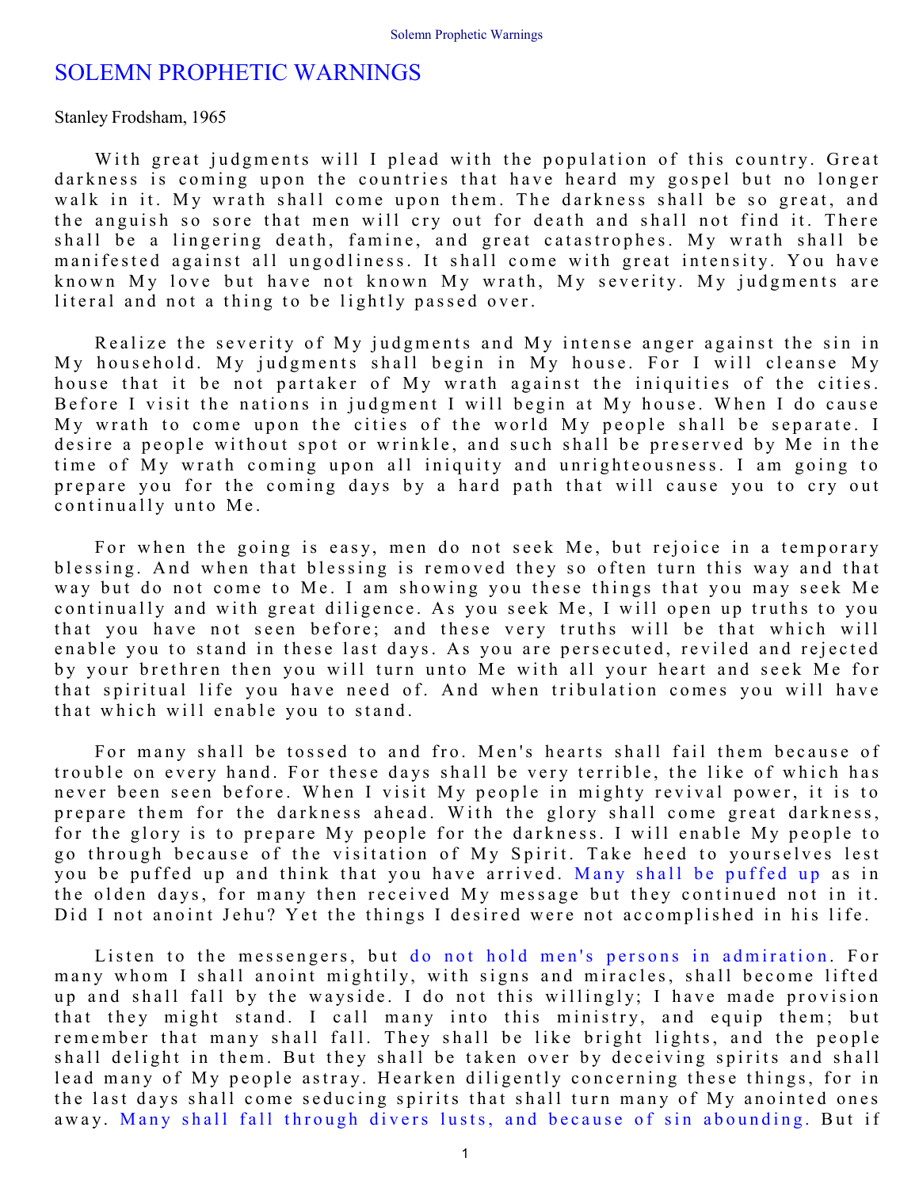# SOLEMN PROPHETIC WARNINGS

Stanley Frodsham, 1965

With great judgments will I plead with the population of this country. Great darkness is coming upon the countries that have heard my gospel but no longer walk in it. My wrath shall come upon them. The darkness shall be so great, and the anguish so sore that men will cry out for death and shall not find it. There shall be a lingering death, famine, and great catastrophes. My wrath shall be manifested against all ungodliness. It shall come with great intensity. You have known My love but have not known My wrath, My severity. My judgments are literal and not a thing to be lightly passed over.

Realize the severity of My judgments and My intense anger against the sin in My household. My judgments shall begin in My house. For I will cleanse My house that it be not partaker of My wrath against the iniquities of the cities. Before I visit the nations in judgment I will begin at My house. When I do cause My wrath to come upon the cities of the world My people shall be separate. I desire a people without spot or wrinkle, and such shall be preserved by Me in the time of My wrath coming upon all iniquity and unrighteousness. I am going to prepare you for the coming days by a hard path that will cause you to cry out continually unto Me.

For when the going is easy, men do not seek Me, but rejoice in a temporary blessing. And when that blessing is removed they so often turn this way and that way but do not come to Me. I am showing you these things that you may seek Me continually and with great diligence. As you seek Me, I will open up truths to you that you have not seen before; and these very truths will be that which will enable you to stand in these last days. As you are persecuted, reviled and rejected by your brethren then you will turn unto Me with all your heart and seek Me for that spiritual life you have need of. And when tribulation comes you will have that which will enable you to stand.

For many shall be tossed to and fro. Men's hearts shall fail them because of trouble on every hand. For these days shall be very terrible, the like of which has never been seen before. When I visit My people in mighty revival power, it is to prepare them for the darkness ahead. With the glory shall come great darkness, for the glory is to prepare My people for the darkness. I will enable My people to go through because of the visitation of My Spirit. Take heed to yourselves lest you be puffed up and think that you have arrived. Many shall be puffed up as in the olden days, for many then received My message but they continued not in it. Did I not anoint Jehu? Yet the things I desired were not accomplished in his life.

Listen to the messengers, but do not hold men's persons in admiration. For many whom I shall anoint mightily, with signs and miracles, shall become lifted up and shall fall by the wayside. I do not this willingly; I have made provision that they might stand. I call many into this ministry, and equip them; but remember that many shall fall. They shall be like bright lights, and the people shall delight in them. But they shall be taken over by deceiving spirits and shall lead many of My people astray. Hearken diligently concerning these things, for in the last days shall come seducing spirits that shall turn many of My anointed ones away. Many shall fall through divers lusts, and because of sin abounding. But if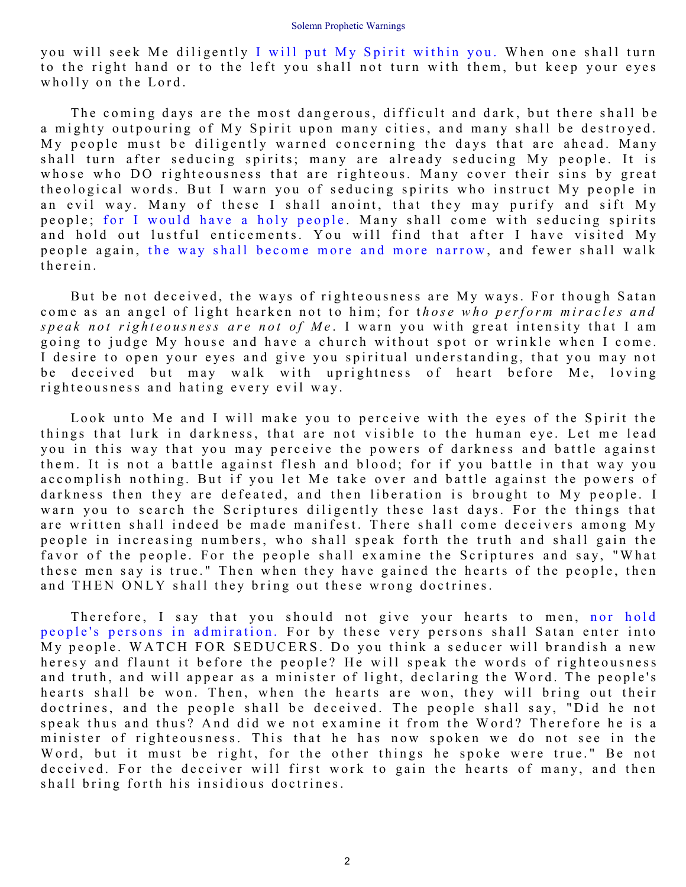you will seek Me diligently I will put My Spirit within you. When one shall turn to the right hand or to the left you shall not turn with them, but keep your eyes wholly on the Lord.

The coming days are the most dangerous, difficult and dark, but there shall be a mighty outpouring of My Spirit upon many cities, and many shall be destroyed. My people must be diligently warned concerning the days that are ahead. Many shall turn after seducing spirits; many are already seducing My people. It is whose who DO righteousness that are righteous. Many cover their sins by great theological words. But I warn you of seducing spirits who instruct My people in an evil way. Many of these I shall anoint, that they may purify and sift My people; for I would have a holy people. Many shall come with seducing spirits and hold out lustful enticements. You will find that after I have visited My people again, the way shall become more and more narrow, and fewer shall walk therein.

But be not deceived, the ways of righteousness are My ways. For though Satan come as an angel of light hearken not to him; for t*hose who perform miracles and speak not righteousness are not of Me*. I warn you with great intensity that I am going to judge My house and have a church without spot or wrinkle when I come. I desire to open your eyes and give you spiritual understanding, that you may not be deceived but may walk with uprightness of heart before Me, loving righteousness and hating every evil way.

Look unto Me and I will make you to perceive with the eyes of the Spirit the things that lurk in darkness, that are not visible to the human eye. Let me lead you in this way that you may perceive the powers of darkness and battle against them. It is not a battle against flesh and blood; for if you battle in that way you accomplish nothing. But if you let Me take over and battle against the powers of darkness then they are defeated, and then liberation is brought to My people. I warn you to search the Scriptures diligently these last days. For the things that are written shall indeed be made manifest. There shall come deceivers among My people in increasing numbers, who shall speak forth the truth and shall gain the favor of the people. For the people shall examine the Scriptures and say, "What these men say is true." Then when they have gained the hearts of the people, then and THEN ONLY shall they bring out these wrong doctrines.

Therefore, I say that you should not give your hearts to men, nor hold people's persons in admiration. For by these very persons shall Satan enter into My people. WATCH FOR SEDUCERS. Do you think a seducer will brandish a new heresy and flaunt it before the people? He will speak the words of righteousness and truth, and will appear as a minister of light, declaring the Word. The people's hearts shall be won. Then, when the hearts are won, they will bring out their doctrines, and the people shall be deceived. The people shall say, "Did he not speak thus and thus? And did we not examine it from the Word? Therefore he is a minister of righteousness. This that he has now spoken we do not see in the Word, but it must be right, for the other things he spoke were true." Be not deceived. For the deceiver will first work to gain the hearts of many, and then shall bring forth his insidious doctrines.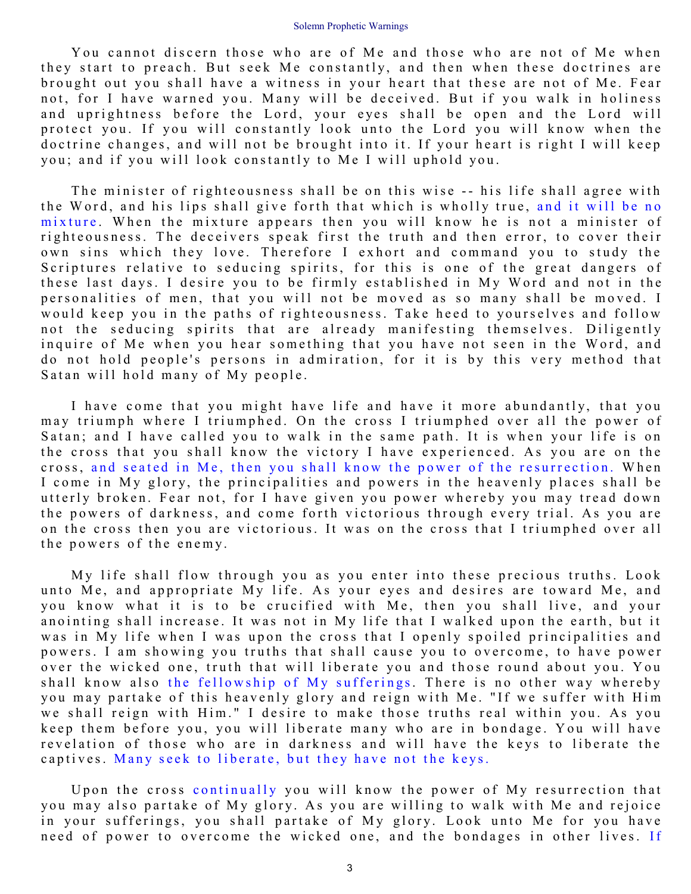You cannot discern those who are of Me and those who are not of Me when they start to preach. But seek Me constantly, and then when these doctrines are brought out you shall have a witness in your heart that these are not of Me. Fear not, for I have warned you. Many will be deceived. But if you walk in holiness and uprightness before the Lord, your eyes shall be open and the Lord will protect you. If you will constantly look unto the Lord you will know when the doctrine changes, and will not be brought into it. If your heart is right I will keep you; and if you will look constantly to Me I will uphold you.

The minister of righteousness shall be on this wise -- his life shall agree with the Word, and his lips shall give forth that which is wholly true, and it will be no mixture. When the mixture appears then you will know he is not a minister of righteousness. The deceivers speak first the truth and then error, to cover their own sins which they love. Therefore I exhort and command you to study the Scriptures relative to seducing spirits, for this is one of the great dangers of these last days. I desire you to be firmly established in My Word and not in the personalities of men, that you will not be moved as so many shall be moved. I would keep you in the paths of righteousness. Take heed to yourselves and follow not the seducing spirits that are already manifesting themselves. Diligently inquire of Me when you hear something that you have not seen in the Word, and do not hold people's persons in admiration, for it is by this very method that Satan will hold many of My people.

I have come that you might have life and have it more abundantly, that you may triumph where I triumphed. On the cross I triumphed over all the power of Satan; and I have called you to walk in the same path. It is when your life is on the cross that you shall know the victory I have experienced. As you are on the cross, and seated in Me, then you shall know the power of the resurrection. When I come in My glory, the principalities and powers in the heavenly places shall be utterly broken. Fear not, for I have given you power whereby you may tread down the powers of darkness, and come forth victorious through every trial. As you are on the cross then you are victorious. It was on the cross that I triumphed over all the powers of the enemy.

My life shall flow through you as you enter into these precious truths. Look unto Me, and appropriate My life. As your eyes and desires are toward Me, and you know what it is to be crucified with Me, then you shall live, and your anointing shall increase. It was not in My life that I walked upon the earth, but it was in My life when I was upon the cross that I openly spoiled principalities and powers. I am showing you truths that shall cause you to overcome, to have power over the wicked one, truth that will liberate you and those round about you. You shall know also the fellowship of My sufferings. There is no other way whereby you may partake of this heavenly glory and reign with Me. "If we suffer with Him we shall reign with Him." I desire to make those truths real within you. As you keep them before you, you will liberate many who are in bondage. You will have revelation of those who are in darkness and will have the keys to liberate the captives. Many seek to liberate, but they have not the keys.

Upon the cross continually you will know the power of My resurrection that you may also partake of My glory. As you are willing to walk with Me and rejoice in your sufferings, you shall partake of My glory. Look unto Me for you have need of power to overcome the wicked one, and the bondages in other lives. If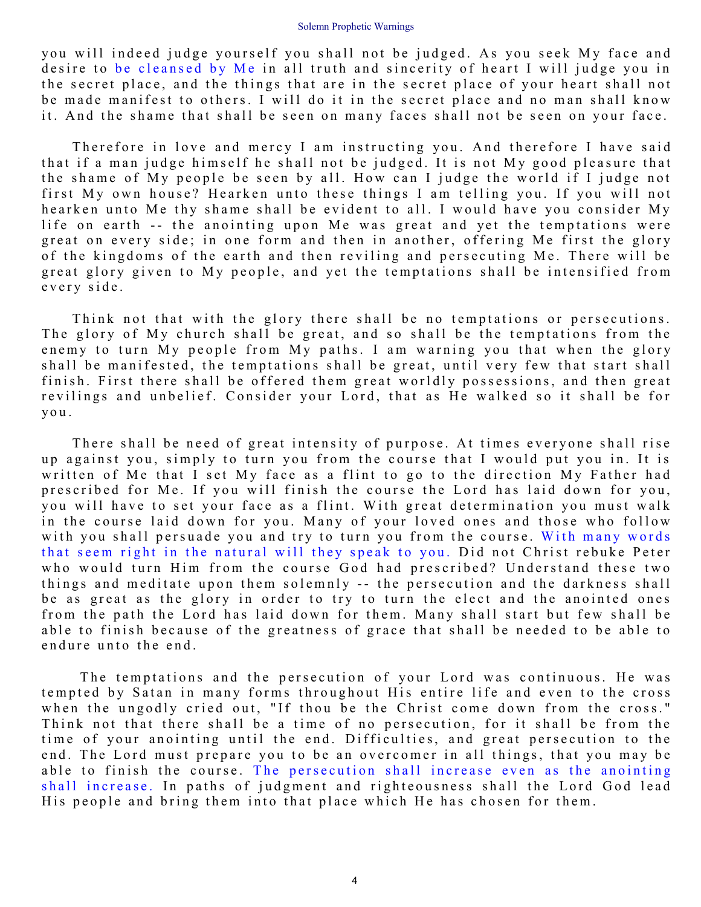you will indeed judge yourself you shall not be judged. As you seek My face and desire to be cleansed by Me in all truth and sincerity of heart I will judge you in the secret place, and the things that are in the secret place of your heart shall not be made manifest to others. I will do it in the secret place and no man shall know it. And the shame that shall be seen on many faces shall not be seen on your face.

Therefore in love and mercy I am instructing you. And therefore I have said that if a man judge himself he shall not be judged. It is not My good pleasure that the shame of My people be seen by all. How can I judge the world if I judge not first My own house? Hearken unto these things I am telling you. If you will not hearken unto Me thy shame shall be evident to all. I would have you consider My life on earth -- the anointing upon Me was great and yet the temptations were great on every side; in one form and then in another, offering Me first the glory of the kingdoms of the earth and then reviling and persecuting Me. There will be great glory given to My people, and yet the temptations shall be intensified from every side.

Think not that with the glory there shall be no temptations or persecutions. The glory of My church shall be great, and so shall be the temptations from the enemy to turn My people from My paths. I am warning you that when the glory shall be manifested, the temptations shall be great, until very few that start shall finish. First there shall be offered them great worldly possessions, and then great revilings and unbelief. Consider your Lord, that as He walked so it shall be for you.

There shall be need of great intensity of purpose. At times everyone shall rise up against you, simply to turn you from the course that I would put you in. It is written of Me that I set My face as a flint to go to the direction My Father had prescribed for Me. If you will finish the course the Lord has laid down for you, you will have to set your face as a flint. With great determination you must walk in the course laid down for you. Many of your loved ones and those who follow with you shall persuade you and try to turn you from the course. With many words that seem right in the natural will they speak to you. Did not Christ rebuke Peter who would turn Him from the course God had prescribed? Understand these two things and meditate upon them solemnly -- the persecution and the darkness shall be as great as the glory in order to try to turn the elect and the anointed ones from the path the Lord has laid down for them. Many shall start but few shall be able to finish because of the greatness of grace that shall be needed to be able to endure unto the end.

The temptations and the persecution of your Lord was continuous. He was tempted by Satan in many forms throughout His entire life and even to the cross when the ungodly cried out, "If thou be the Christ come down from the cross." Think not that there shall be a time of no persecution, for it shall be from the time of your anointing until the end. Difficulties, and great persecution to the end. The Lord must prepare you to be an overcomer in all things, that you may be able to finish the course. The persecution shall increase even as the anointing shall increase. In paths of judgment and righteousness shall the Lord God lead His people and bring them into that place which He has chosen for them.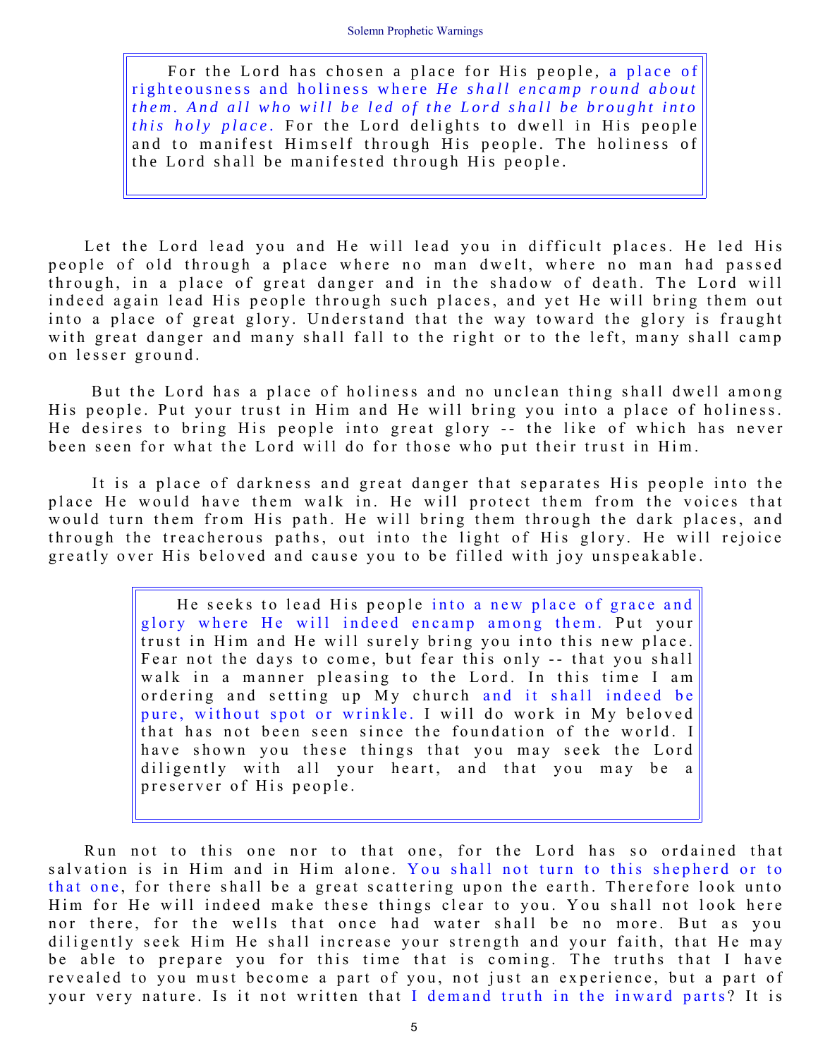> For the Lord has chosen a place for His people, a place of righteousness and holiness where *He shall encamp round about them. And all who will be led of the Lord shall be brought into this holy place.* For the Lord delights to dwell in His people and to manifest Himself through His people. The holiness of the Lord shall be manifested through His people.

Let the Lord lead you and He will lead you in difficult places. He led His people of old through a place where no man dwelt, where no man had passed through, in a place of great danger and in the shadow of death. The Lord will indeed again lead His people through such places, and yet He will bring them out into a place of great glory. Understand that the way toward the glory is fraught with great danger and many shall fall to the right or to the left, many shall camp on lesser ground.

But the Lord has a place of holiness and no unclean thing shall dwell among His people. Put your trust in Him and He will bring you into a place of holiness. He desires to bring His people into great glory -- the like of which has never been seen for what the Lord will do for those who put their trust in Him.

It is a place of darkness and great danger that separates His people into the place He would have them walk in. He will protect them from the voices that would turn them from His path. He will bring them through the dark places, and through the treacherous paths, out into the light of His glory. He will rejoice greatly over His beloved and cause you to be filled with joy unspeakable.

> He seeks to lead His people into a new place of grace and glory where He will indeed encamp among them. Put your trust in Him and He will surely bring you into this new place. Fear not the days to come, but fear this only -- that you shall walk in a manner pleasing to the Lord. In this time I am ordering and setting up My church and it shall indeed be pure, without spot or wrinkle. I will do work in My beloved that has not been seen since the foundation of the world. I have shown you these things that you may seek the Lord diligently with all your heart, and that you may be a preserver of His people.

Run not to this one nor to that one, for the Lord has so ordained that salvation is in Him and in Him alone. You shall not turn to this shepherd or to that one, for there shall be a great scattering upon the earth. Therefore look unto Him for He will indeed make these things clear to you. You shall not look here nor there, for the wells that once had water shall be no more. But as you diligently seek Him He shall increase your strength and your faith, that He may be able to prepare you for this time that is coming. The truths that I have revealed to you must become a part of you, not just an experience, but a part of your very nature. Is it not written that I demand truth in the inward parts? It is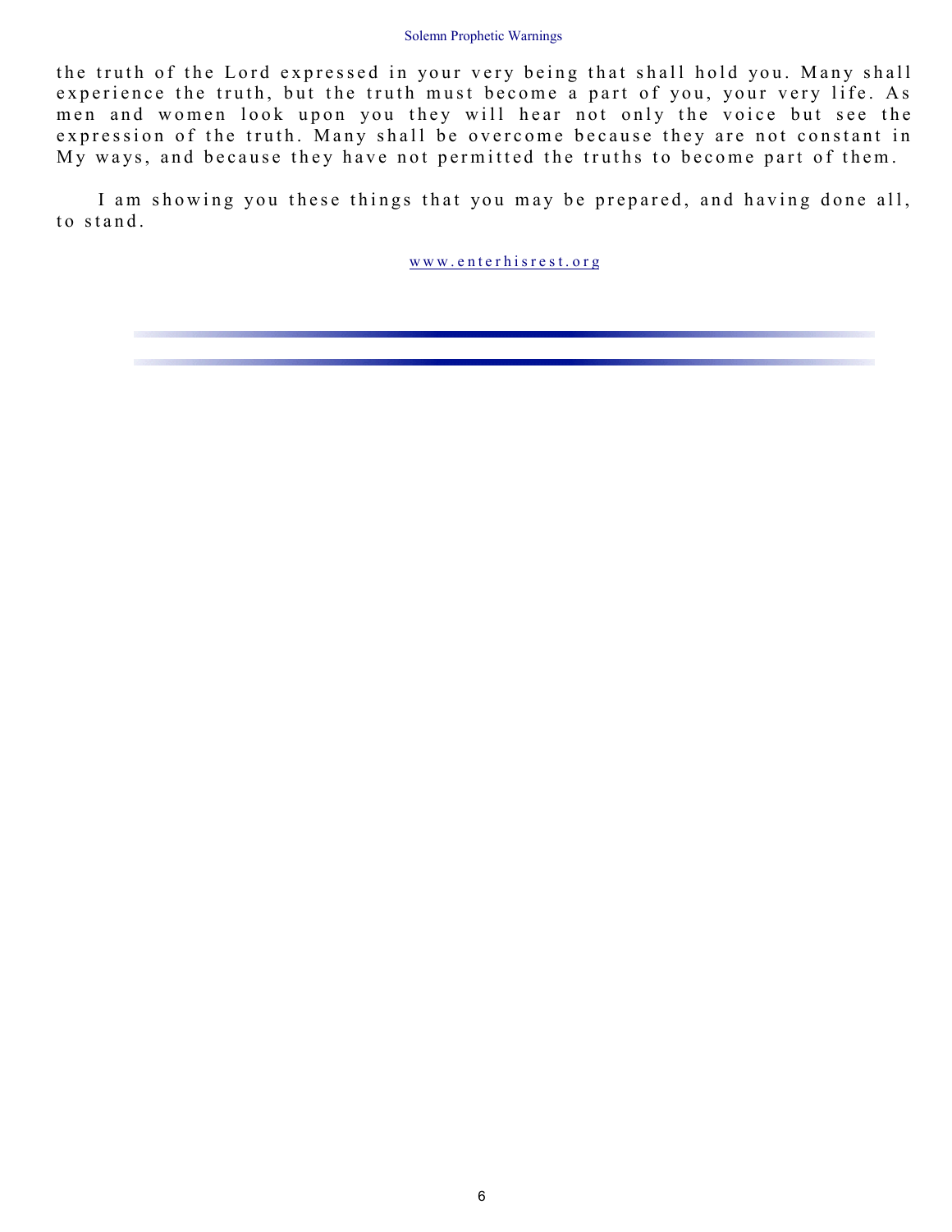the truth of the Lord expressed in your very being that shall hold you. Many shall experience the truth, but the truth must become a part of you, your very life. As men and women look upon you they will hear not only the voice but see the expression of the truth. Many shall be overcome because they are not constant in My ways, and because they have not permitted the truths to become part of them.

I am showing you these things that you may be prepared, and having done all, to stand.

www.enterhisrest.org